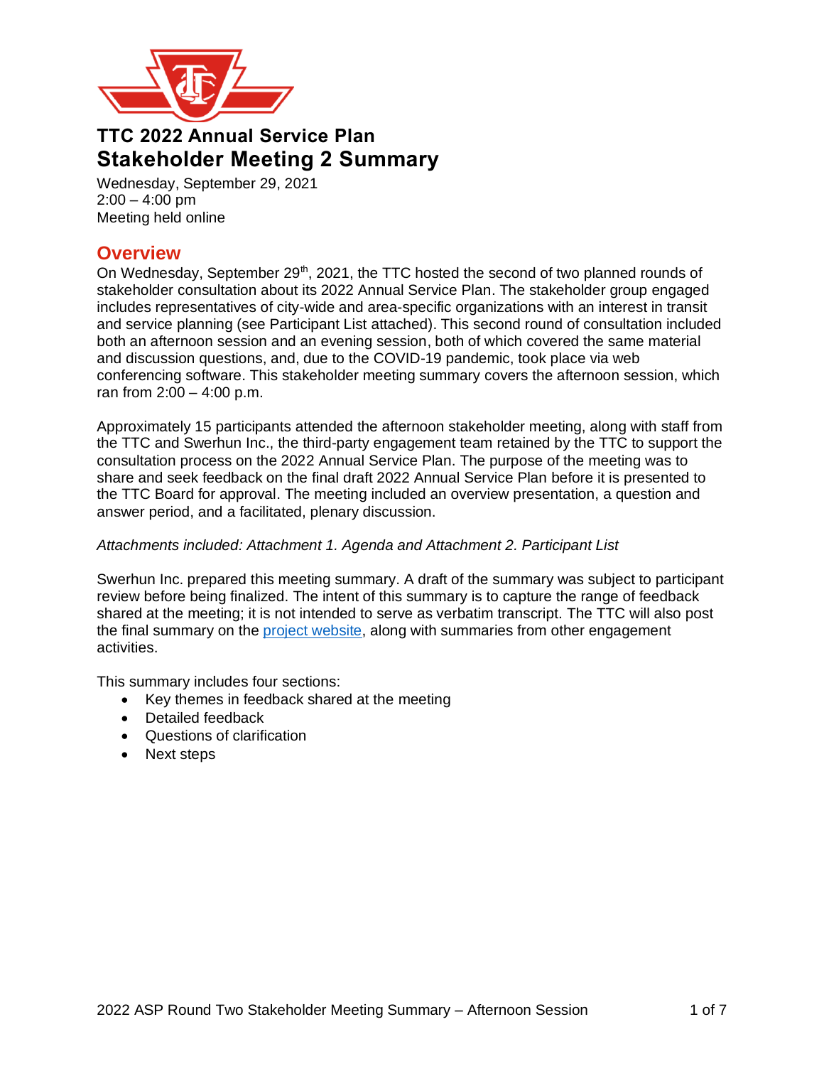# TTC 2022 Annual Service Plan

# Stakeholder Meeting 2 Summary

Wednesday, September 29, 2021
2:00 – 4:00 pm
Meeting held online

## Overview

On Wednesday, September 29th, 2021, the TTC hosted the second of two planned rounds of stakeholder consultation about its 2022 Annual Service Plan. The stakeholder group engaged includes representatives of city-wide and area-specific organizations with an interest in transit and service planning (see Participant List attached). This second round of consultation included both an afternoon session and an evening session, both of which covered the same material and discussion questions, and, due to the COVID-19 pandemic, took place via web conferencing software. This stakeholder meeting summary covers the afternoon session, which ran from 2:00 – 4:00 p.m.

Approximately 15 participants attended the afternoon stakeholder meeting, along with staff from the TTC and Swerhun Inc., the third-party engagement team retained by the TTC to support the consultation process on the 2022 Annual Service Plan. The purpose of the meeting was to share and seek feedback on the final draft 2022 Annual Service Plan before it is presented to the TTC Board for approval. The meeting included an overview presentation, a question and answer period, and a facilitated, plenary discussion.

*Attachments included: Attachment 1. Agenda and Attachment 2. Participant List*

Swerhun Inc. prepared this meeting summary. A draft of the summary was subject to participant review before being finalized. The intent of this summary is to capture the range of feedback shared at the meeting; it is not intended to serve as verbatim transcript. The TTC will also post the final summary on the project website, along with summaries from other engagement activities.

This summary includes four sections:

- Key themes in feedback shared at the meeting
- Detailed feedback
- Questions of clarification
- Next steps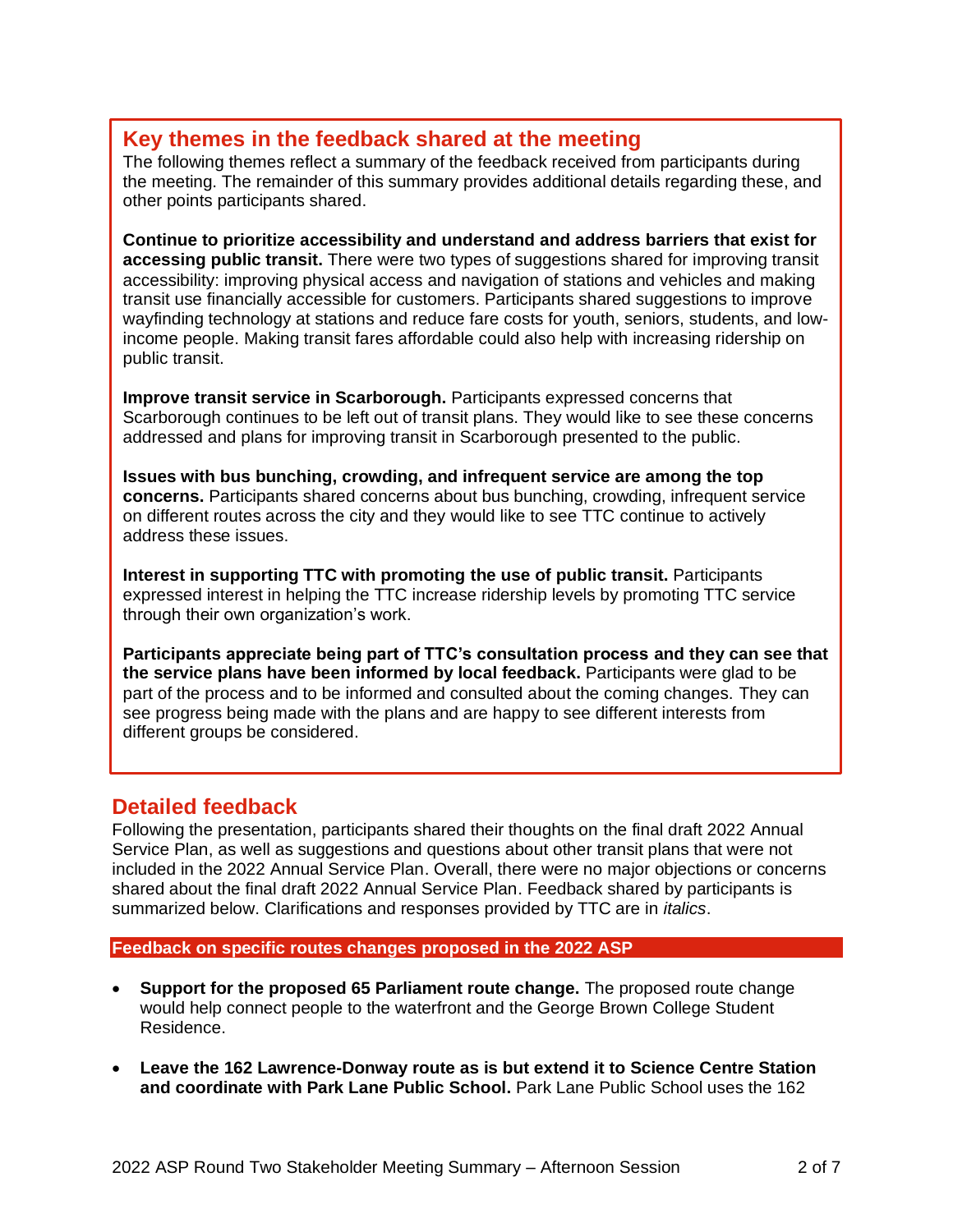## Key themes in the feedback shared at the meeting

The following themes reflect a summary of the feedback received from participants during the meeting. The remainder of this summary provides additional details regarding these, and other points participants shared.

**Continue to prioritize accessibility and understand and address barriers that exist for accessing public transit.** There were two types of suggestions shared for improving transit accessibility: improving physical access and navigation of stations and vehicles and making transit use financially accessible for customers. Participants shared suggestions to improve wayfinding technology at stations and reduce fare costs for youth, seniors, students, and low-income people. Making transit fares affordable could also help with increasing ridership on public transit.

**Improve transit service in Scarborough.** Participants expressed concerns that Scarborough continues to be left out of transit plans. They would like to see these concerns addressed and plans for improving transit in Scarborough presented to the public.

**Issues with bus bunching, crowding, and infrequent service are among the top concerns.** Participants shared concerns about bus bunching, crowding, infrequent service on different routes across the city and they would like to see TTC continue to actively address these issues.

**Interest in supporting TTC with promoting the use of public transit.** Participants expressed interest in helping the TTC increase ridership levels by promoting TTC service through their own organization's work.

**Participants appreciate being part of TTC's consultation process and they can see that the service plans have been informed by local feedback.** Participants were glad to be part of the process and to be informed and consulted about the coming changes. They can see progress being made with the plans and are happy to see different interests from different groups be considered.

## Detailed feedback

Following the presentation, participants shared their thoughts on the final draft 2022 Annual Service Plan, as well as suggestions and questions about other transit plans that were not included in the 2022 Annual Service Plan. Overall, there were no major objections or concerns shared about the final draft 2022 Annual Service Plan. Feedback shared by participants is summarized below. Clarifications and responses provided by TTC are in *italics*.

### Feedback on specific routes changes proposed in the 2022 ASP

- **Support for the proposed 65 Parliament route change.** The proposed route change would help connect people to the waterfront and the George Brown College Student Residence.
- **Leave the 162 Lawrence-Donway route as is but extend it to Science Centre Station and coordinate with Park Lane Public School.** Park Lane Public School uses the 162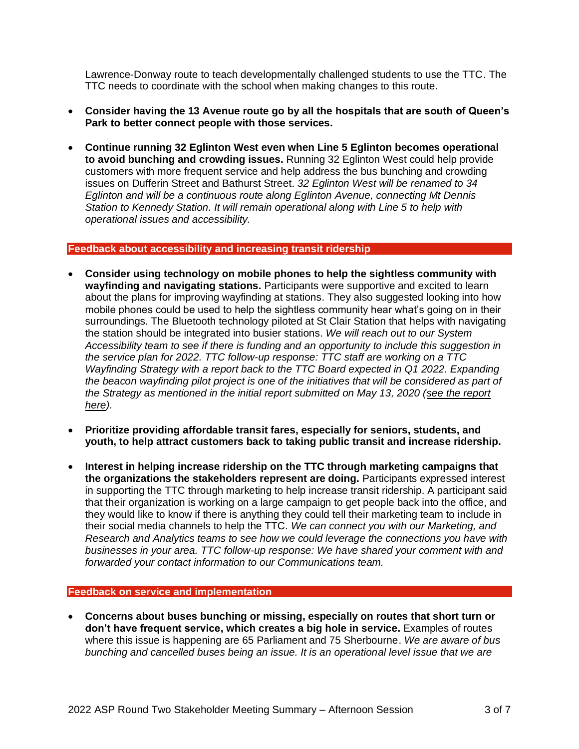Lawrence-Donway route to teach developmentally challenged students to use the TTC. The TTC needs to coordinate with the school when making changes to this route.

- **Consider having the 13 Avenue route go by all the hospitals that are south of Queen's Park to better connect people with those services.**

- **Continue running 32 Eglinton West even when Line 5 Eglinton becomes operational to avoid bunching and crowding issues.** Running 32 Eglinton West could help provide customers with more frequent service and help address the bus bunching and crowding issues on Dufferin Street and Bathurst Street. *32 Eglinton West will be renamed to 34 Eglinton and will be a continuous route along Eglinton Avenue, connecting Mt Dennis Station to Kennedy Station. It will remain operational along with Line 5 to help with operational issues and accessibility.*

## Feedback about accessibility and increasing transit ridership

- **Consider using technology on mobile phones to help the sightless community with wayfinding and navigating stations.** Participants were supportive and excited to learn about the plans for improving wayfinding at stations. They also suggested looking into how mobile phones could be used to help the sightless community hear what's going on in their surroundings. The Bluetooth technology piloted at St Clair Station that helps with navigating the station should be integrated into busier stations. *We will reach out to our System Accessibility team to see if there is funding and an opportunity to include this suggestion in the service plan for 2022. TTC follow-up response: TTC staff are working on a TTC Wayfinding Strategy with a report back to the TTC Board expected in Q1 2022. Expanding the beacon wayfinding pilot project is one of the initiatives that will be considered as part of the Strategy as mentioned in the initial report submitted on May 13, 2020 (see the report here).*

- **Prioritize providing affordable transit fares, especially for seniors, students, and youth, to help attract customers back to taking public transit and increase ridership.**

- **Interest in helping increase ridership on the TTC through marketing campaigns that the organizations the stakeholders represent are doing.** Participants expressed interest in supporting the TTC through marketing to help increase transit ridership. A participant said that their organization is working on a large campaign to get people back into the office, and they would like to know if there is anything they could tell their marketing team to include in their social media channels to help the TTC. *We can connect you with our Marketing, and Research and Analytics teams to see how we could leverage the connections you have with businesses in your area. TTC follow-up response: We have shared your comment with and forwarded your contact information to our Communications team.*

## Feedback on service and implementation

- **Concerns about buses bunching or missing, especially on routes that short turn or don't have frequent service, which creates a big hole in service.** Examples of routes where this issue is happening are 65 Parliament and 75 Sherbourne. *We are aware of bus bunching and cancelled buses being an issue. It is an operational level issue that we are*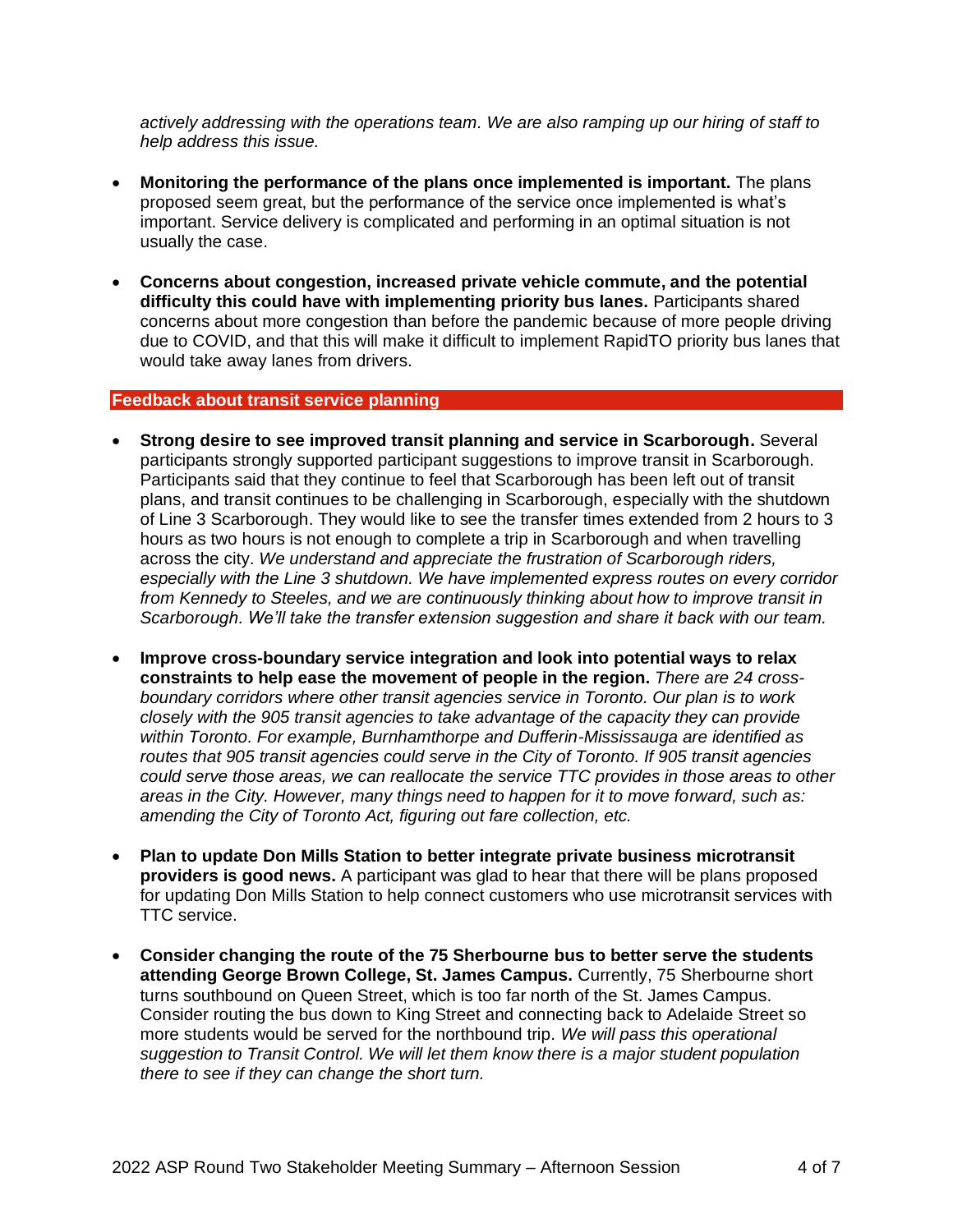*actively addressing with the operations team. We are also ramping up our hiring of staff to help address this issue.*

- **Monitoring the performance of the plans once implemented is important.** The plans proposed seem great, but the performance of the service once implemented is what's important. Service delivery is complicated and performing in an optimal situation is not usually the case.

- **Concerns about congestion, increased private vehicle commute, and the potential difficulty this could have with implementing priority bus lanes.** Participants shared concerns about more congestion than before the pandemic because of more people driving due to COVID, and that this will make it difficult to implement RapidTO priority bus lanes that would take away lanes from drivers.

## Feedback about transit service planning

- **Strong desire to see improved transit planning and service in Scarborough.** Several participants strongly supported participant suggestions to improve transit in Scarborough. Participants said that they continue to feel that Scarborough has been left out of transit plans, and transit continues to be challenging in Scarborough, especially with the shutdown of Line 3 Scarborough. They would like to see the transfer times extended from 2 hours to 3 hours as two hours is not enough to complete a trip in Scarborough and when travelling across the city. *We understand and appreciate the frustration of Scarborough riders, especially with the Line 3 shutdown. We have implemented express routes on every corridor from Kennedy to Steeles, and we are continuously thinking about how to improve transit in Scarborough. We'll take the transfer extension suggestion and share it back with our team.*

- **Improve cross-boundary service integration and look into potential ways to relax constraints to help ease the movement of people in the region.** *There are 24 cross-boundary corridors where other transit agencies service in Toronto. Our plan is to work closely with the 905 transit agencies to take advantage of the capacity they can provide within Toronto. For example, Burnhamthorpe and Dufferin-Mississauga are identified as routes that 905 transit agencies could serve in the City of Toronto. If 905 transit agencies could serve those areas, we can reallocate the service TTC provides in those areas to other areas in the City. However, many things need to happen for it to move forward, such as: amending the City of Toronto Act, figuring out fare collection, etc.*

- **Plan to update Don Mills Station to better integrate private business microtransit providers is good news.** A participant was glad to hear that there will be plans proposed for updating Don Mills Station to help connect customers who use microtransit services with TTC service.

- **Consider changing the route of the 75 Sherbourne bus to better serve the students attending George Brown College, St. James Campus.** Currently, 75 Sherbourne short turns southbound on Queen Street, which is too far north of the St. James Campus. Consider routing the bus down to King Street and connecting back to Adelaide Street so more students would be served for the northbound trip. *We will pass this operational suggestion to Transit Control. We will let them know there is a major student population there to see if they can change the short turn.*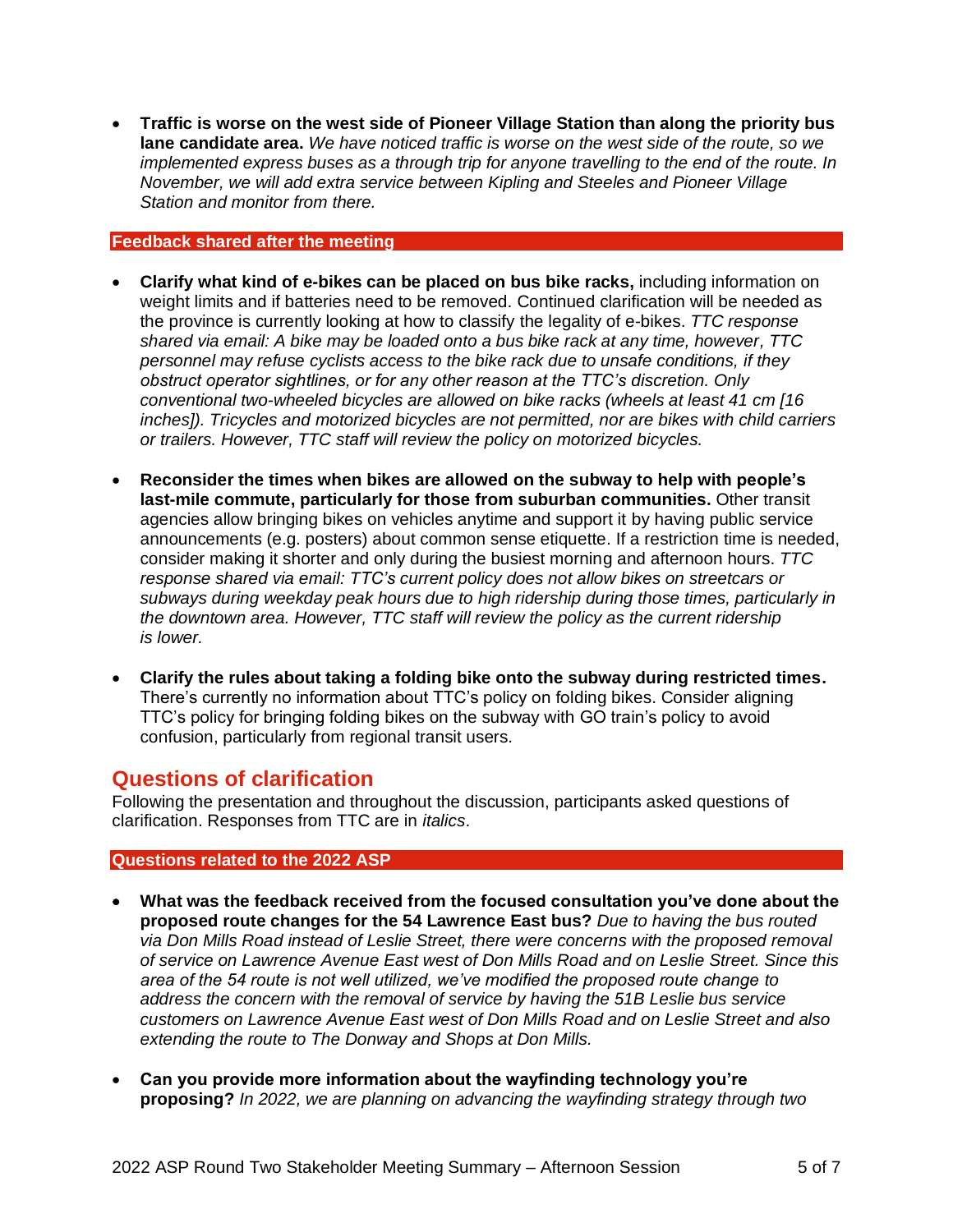- **Traffic is worse on the west side of Pioneer Village Station than along the priority bus lane candidate area.** *We have noticed traffic is worse on the west side of the route, so we implemented express buses as a through trip for anyone travelling to the end of the route. In November, we will add extra service between Kipling and Steeles and Pioneer Village Station and monitor from there.*

### Feedback shared after the meeting

- **Clarify what kind of e-bikes can be placed on bus bike racks,** including information on weight limits and if batteries need to be removed. Continued clarification will be needed as the province is currently looking at how to classify the legality of e-bikes. *TTC response shared via email: A bike may be loaded onto a bus bike rack at any time, however, TTC personnel may refuse cyclists access to the bike rack due to unsafe conditions, if they obstruct operator sightlines, or for any other reason at the TTC's discretion. Only conventional two-wheeled bicycles are allowed on bike racks (wheels at least 41 cm [16 inches]). Tricycles and motorized bicycles are not permitted, nor are bikes with child carriers or trailers. However, TTC staff will review the policy on motorized bicycles.*

- **Reconsider the times when bikes are allowed on the subway to help with people's last-mile commute, particularly for those from suburban communities.** Other transit agencies allow bringing bikes on vehicles anytime and support it by having public service announcements (e.g. posters) about common sense etiquette. If a restriction time is needed, consider making it shorter and only during the busiest morning and afternoon hours. *TTC response shared via email: TTC's current policy does not allow bikes on streetcars or subways during weekday peak hours due to high ridership during those times, particularly in the downtown area. However, TTC staff will review the policy as the current ridership is lower.*

- **Clarify the rules about taking a folding bike onto the subway during restricted times.** There's currently no information about TTC's policy on folding bikes. Consider aligning TTC's policy for bringing folding bikes on the subway with GO train's policy to avoid confusion, particularly from regional transit users.

## Questions of clarification

Following the presentation and throughout the discussion, participants asked questions of clarification. Responses from TTC are in *italics*.

### Questions related to the 2022 ASP

- **What was the feedback received from the focused consultation you've done about the proposed route changes for the 54 Lawrence East bus?** *Due to having the bus routed via Don Mills Road instead of Leslie Street, there were concerns with the proposed removal of service on Lawrence Avenue East west of Don Mills Road and on Leslie Street. Since this area of the 54 route is not well utilized, we've modified the proposed route change to address the concern with the removal of service by having the 51B Leslie bus service customers on Lawrence Avenue East west of Don Mills Road and on Leslie Street and also extending the route to The Donway and Shops at Don Mills.*

- **Can you provide more information about the wayfinding technology you're proposing?** *In 2022, we are planning on advancing the wayfinding strategy through two*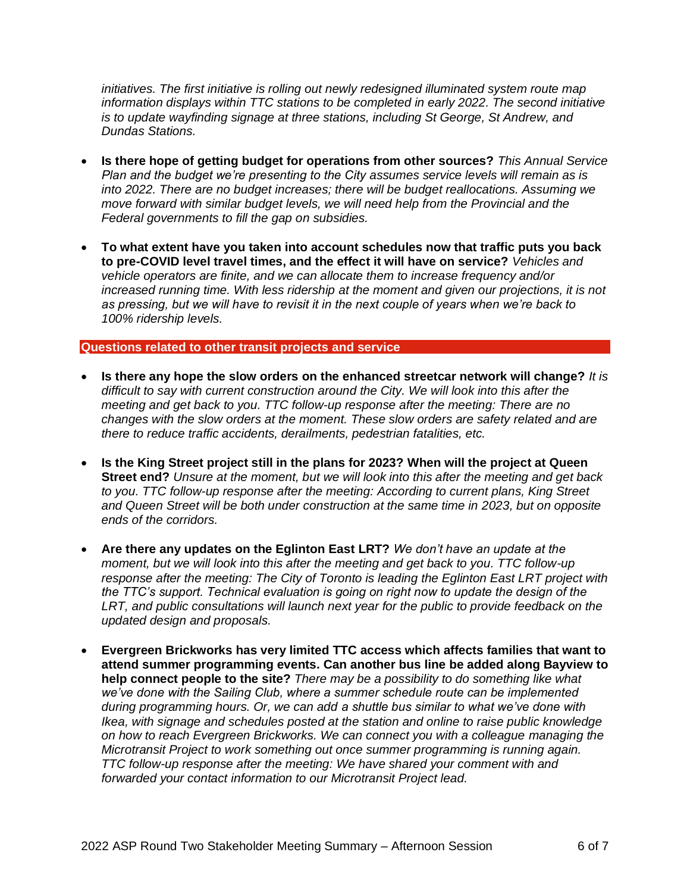*initiatives. The first initiative is rolling out newly redesigned illuminated system route map information displays within TTC stations to be completed in early 2022. The second initiative is to update wayfinding signage at three stations, including St George, St Andrew, and Dundas Stations.*

- **Is there hope of getting budget for operations from other sources?** *This Annual Service Plan and the budget we're presenting to the City assumes service levels will remain as is into 2022. There are no budget increases; there will be budget reallocations. Assuming we move forward with similar budget levels, we will need help from the Provincial and the Federal governments to fill the gap on subsidies.*
- **To what extent have you taken into account schedules now that traffic puts you back to pre-COVID level travel times, and the effect it will have on service?** *Vehicles and vehicle operators are finite, and we can allocate them to increase frequency and/or increased running time. With less ridership at the moment and given our projections, it is not as pressing, but we will have to revisit it in the next couple of years when we're back to 100% ridership levels.*

## Questions related to other transit projects and service

- **Is there any hope the slow orders on the enhanced streetcar network will change?** *It is difficult to say with current construction around the City. We will look into this after the meeting and get back to you. TTC follow-up response after the meeting: There are no changes with the slow orders at the moment. These slow orders are safety related and are there to reduce traffic accidents, derailments, pedestrian fatalities, etc.*
- **Is the King Street project still in the plans for 2023? When will the project at Queen Street end?** *Unsure at the moment, but we will look into this after the meeting and get back to you. TTC follow-up response after the meeting: According to current plans, King Street and Queen Street will be both under construction at the same time in 2023, but on opposite ends of the corridors.*
- **Are there any updates on the Eglinton East LRT?** *We don't have an update at the moment, but we will look into this after the meeting and get back to you. TTC follow-up response after the meeting: The City of Toronto is leading the Eglinton East LRT project with the TTC's support. Technical evaluation is going on right now to update the design of the LRT, and public consultations will launch next year for the public to provide feedback on the updated design and proposals.*
- **Evergreen Brickworks has very limited TTC access which affects families that want to attend summer programming events. Can another bus line be added along Bayview to help connect people to the site?** *There may be a possibility to do something like what we've done with the Sailing Club, where a summer schedule route can be implemented during programming hours. Or, we can add a shuttle bus similar to what we've done with Ikea, with signage and schedules posted at the station and online to raise public knowledge on how to reach Evergreen Brickworks. We can connect you with a colleague managing the Microtransit Project to work something out once summer programming is running again. TTC follow-up response after the meeting: We have shared your comment with and forwarded your contact information to our Microtransit Project lead.*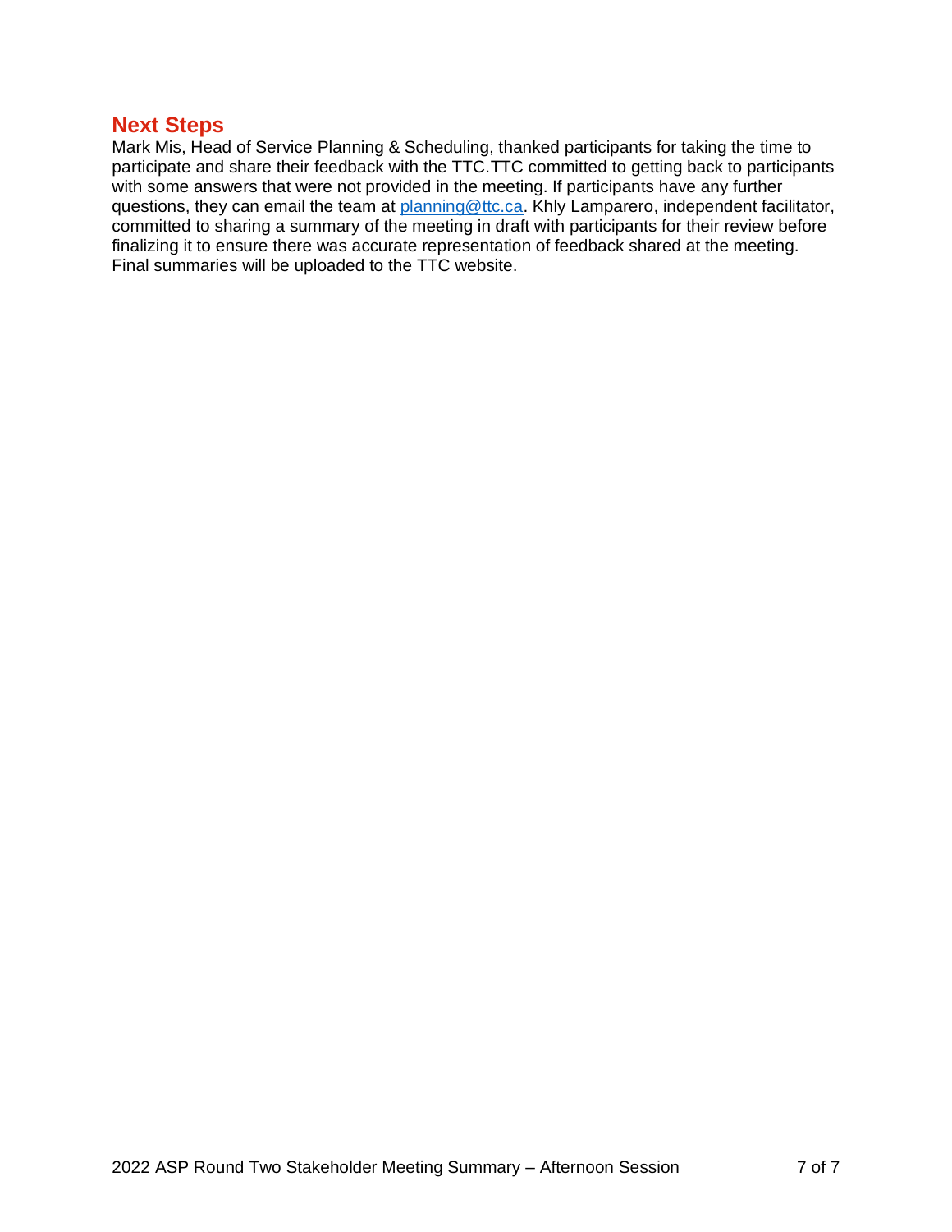## Next Steps

Mark Mis, Head of Service Planning & Scheduling, thanked participants for taking the time to participate and share their feedback with the TTC.TTC committed to getting back to participants with some answers that were not provided in the meeting. If participants have any further questions, they can email the team at planning@ttc.ca. Khly Lamparero, independent facilitator, committed to sharing a summary of the meeting in draft with participants for their review before finalizing it to ensure there was accurate representation of feedback shared at the meeting. Final summaries will be uploaded to the TTC website.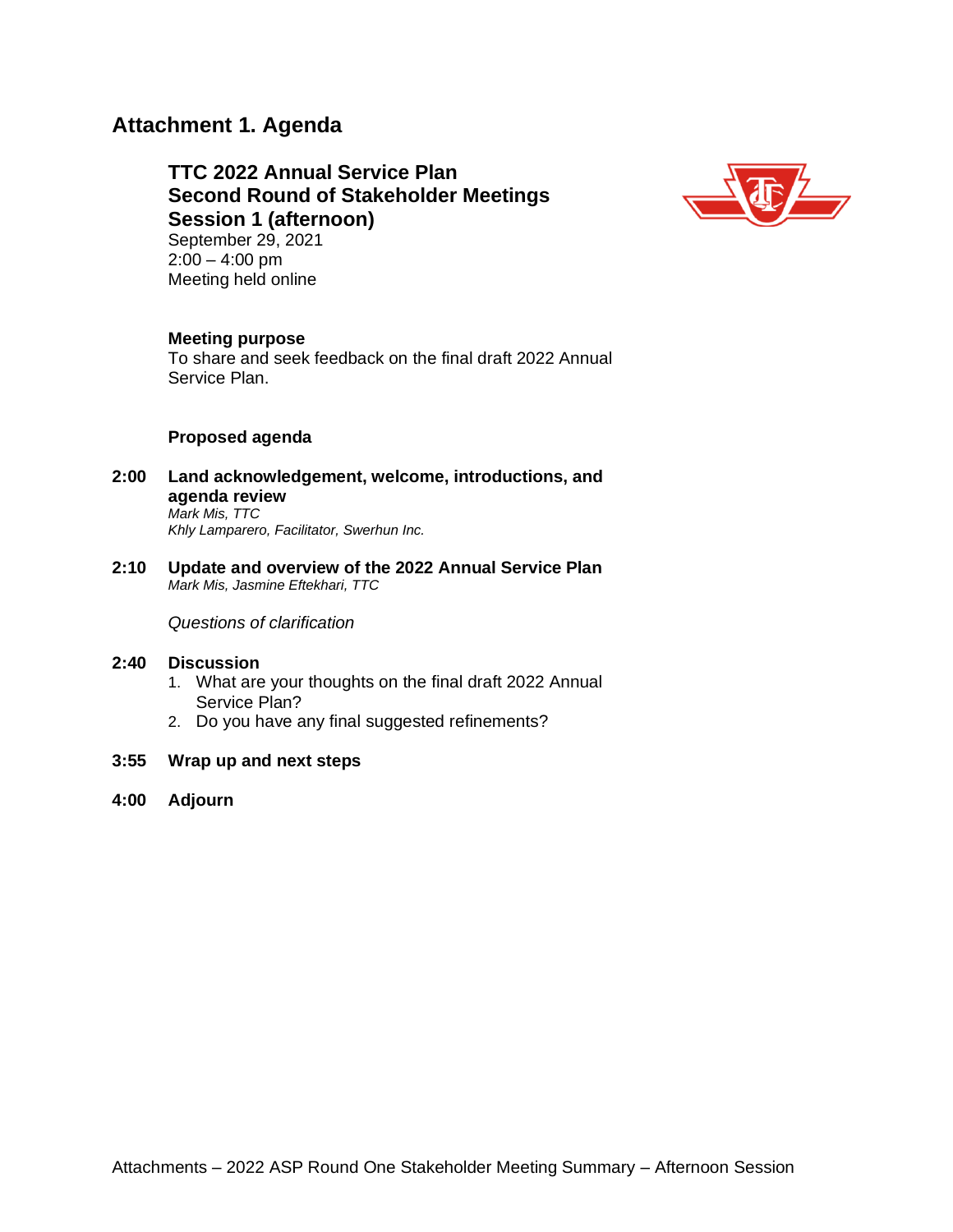# Attachment 1. Agenda

**TTC 2022 Annual Service Plan**
**Second Round of Stakeholder Meetings**
**Session 1 (afternoon)**
September 29, 2021
2:00 – 4:00 pm
Meeting held online

**Meeting purpose**
To share and seek feedback on the final draft 2022 Annual Service Plan.

**Proposed agenda**

**2:00 Land acknowledgement, welcome, introductions, and agenda review**
*Mark Mis, TTC*
*Khly Lamparero, Facilitator, Swerhun Inc.*

**2:10 Update and overview of the 2022 Annual Service Plan**
*Mark Mis, Jasmine Eftekhari, TTC*

*Questions of clarification*

**2:40 Discussion**
1. What are your thoughts on the final draft 2022 Annual Service Plan?
2. Do you have any final suggested refinements?

**3:55 Wrap up and next steps**

**4:00 Adjourn**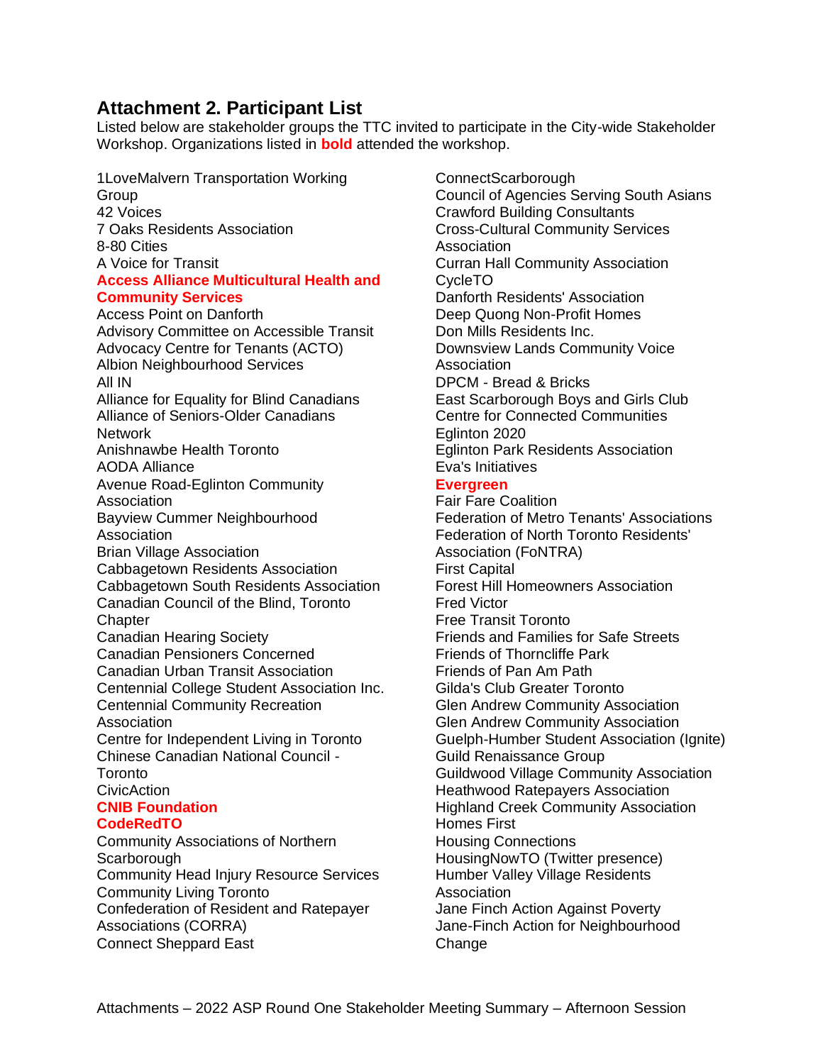## Attachment 2. Participant List

Listed below are stakeholder groups the TTC invited to participate in the City-wide Stakeholder Workshop. Organizations listed in **bold** attended the workshop.

- 1LoveMalvern Transportation Working Group
- 42 Voices
- 7 Oaks Residents Association
- 8-80 Cities
- A Voice for Transit
- **Access Alliance Multicultural Health and Community Services**
- Access Point on Danforth
- Advisory Committee on Accessible Transit
- Advocacy Centre for Tenants (ACTO)
- Albion Neighbourhood Services
- All IN
- Alliance for Equality for Blind Canadians
- Alliance of Seniors-Older Canadians Network
- Anishnawbe Health Toronto
- AODA Alliance
- Avenue Road-Eglinton Community Association
- Bayview Cummer Neighbourhood Association
- Brian Village Association
- Cabbagetown Residents Association
- Cabbagetown South Residents Association
- Canadian Council of the Blind, Toronto Chapter
- Canadian Hearing Society
- Canadian Pensioners Concerned
- Canadian Urban Transit Association
- Centennial College Student Association Inc.
- Centennial Community Recreation Association
- Centre for Independent Living in Toronto
- Chinese Canadian National Council - Toronto
- CivicAction
- **CNIB Foundation**
- **CodeRedTO**
- Community Associations of Northern Scarborough
- Community Head Injury Resource Services
- Community Living Toronto
- Confederation of Resident and Ratepayer Associations (CORRA)
- Connect Sheppard East
- ConnectScarborough
- Council of Agencies Serving South Asians
- Crawford Building Consultants
- Cross-Cultural Community Services Association
- Curran Hall Community Association
- CycleTO
- Danforth Residents' Association
- Deep Quong Non-Profit Homes
- Don Mills Residents Inc.
- Downsview Lands Community Voice Association
- DPCM - Bread & Bricks
- East Scarborough Boys and Girls Club
- Centre for Connected Communities
- Eglinton 2020
- Eglinton Park Residents Association
- Eva's Initiatives
- **Evergreen**
- Fair Fare Coalition
- Federation of Metro Tenants' Associations
- Federation of North Toronto Residents' Association (FoNTRA)
- First Capital
- Forest Hill Homeowners Association
- Fred Victor
- Free Transit Toronto
- Friends and Families for Safe Streets
- Friends of Thorncliffe Park
- Friends of Pan Am Path
- Gilda's Club Greater Toronto
- Glen Andrew Community Association
- Glen Andrew Community Association
- Guelph-Humber Student Association (Ignite)
- Guild Renaissance Group
- Guildwood Village Community Association
- Heathwood Ratepayers Association
- Highland Creek Community Association
- Homes First
- Housing Connections
- HousingNowTO (Twitter presence)
- Humber Valley Village Residents Association
- Jane Finch Action Against Poverty
- Jane-Finch Action for Neighbourhood Change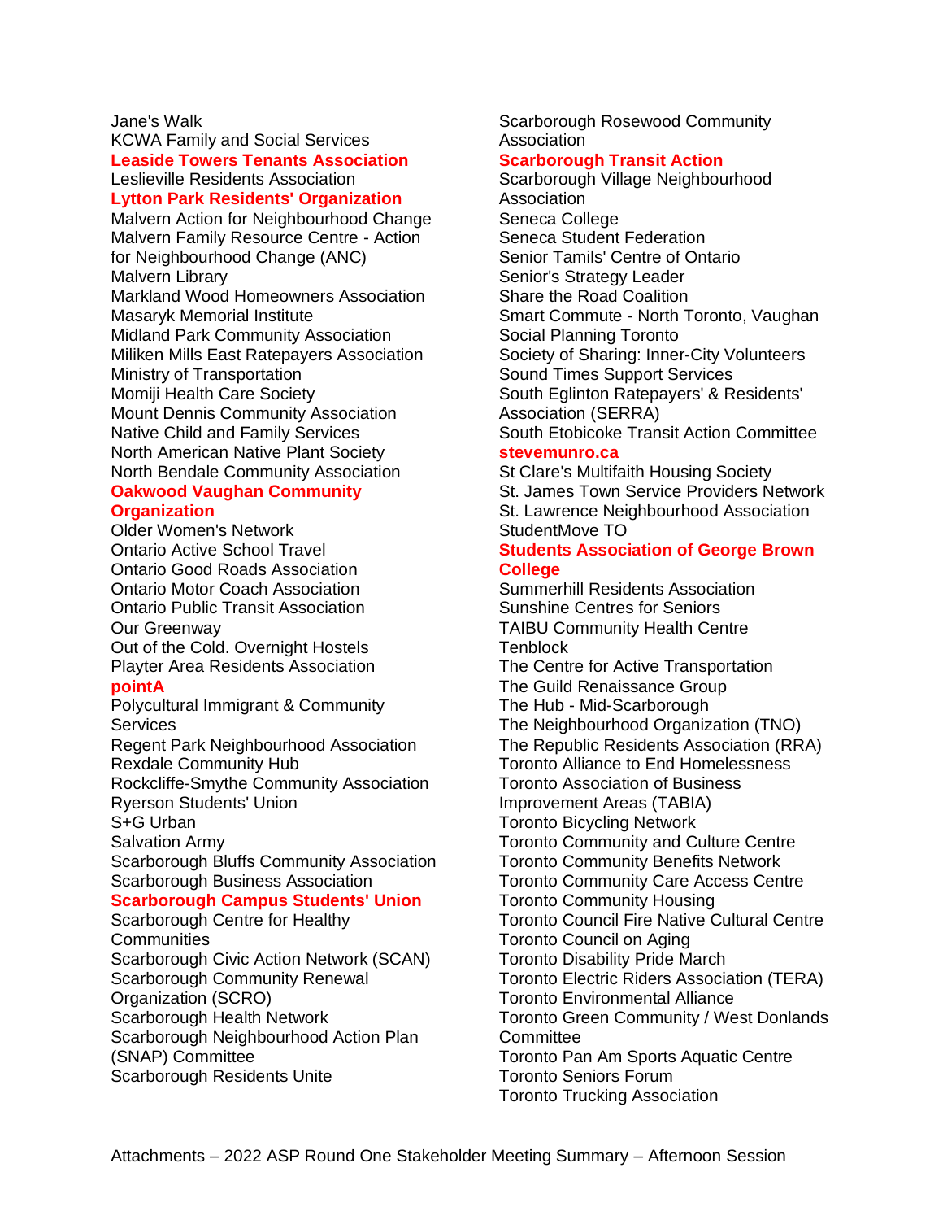Jane's Walk
KCWA Family and Social Services
**Leaside Towers Tenants Association**
Leslieville Residents Association
**Lytton Park Residents' Organization**
Malvern Action for Neighbourhood Change
Malvern Family Resource Centre - Action for Neighbourhood Change (ANC)
Malvern Library
Markland Wood Homeowners Association
Masaryk Memorial Institute
Midland Park Community Association
Miliken Mills East Ratepayers Association
Ministry of Transportation
Momiji Health Care Society
Mount Dennis Community Association
Native Child and Family Services
North American Native Plant Society
North Bendale Community Association
**Oakwood Vaughan Community Organization**
Older Women's Network
Ontario Active School Travel
Ontario Good Roads Association
Ontario Motor Coach Association
Ontario Public Transit Association
Our Greenway
Out of the Cold. Overnight Hostels
Playter Area Residents Association
**pointA**
Polycultural Immigrant & Community Services
Regent Park Neighbourhood Association
Rexdale Community Hub
Rockcliffe-Smythe Community Association
Ryerson Students' Union
S+G Urban
Salvation Army
Scarborough Bluffs Community Association
Scarborough Business Association
**Scarborough Campus Students' Union**
Scarborough Centre for Healthy Communities
Scarborough Civic Action Network (SCAN)
Scarborough Community Renewal Organization (SCRO)
Scarborough Health Network
Scarborough Neighbourhood Action Plan (SNAP) Committee
Scarborough Residents Unite
Scarborough Rosewood Community Association
**Scarborough Transit Action**
Scarborough Village Neighbourhood Association
Seneca College
Seneca Student Federation
Senior Tamils' Centre of Ontario
Senior's Strategy Leader
Share the Road Coalition
Smart Commute - North Toronto, Vaughan
Social Planning Toronto
Society of Sharing: Inner-City Volunteers
Sound Times Support Services
South Eglinton Ratepayers' & Residents' Association (SERRA)
South Etobicoke Transit Action Committee
**stevemunro.ca**
St Clare's Multifaith Housing Society
St. James Town Service Providers Network
St. Lawrence Neighbourhood Association
StudentMove TO
**Students Association of George Brown College**
Summerhill Residents Association
Sunshine Centres for Seniors
TAIBU Community Health Centre
Tenblock
The Centre for Active Transportation
The Guild Renaissance Group
The Hub - Mid-Scarborough
The Neighbourhood Organization (TNO)
The Republic Residents Association (RRA)
Toronto Alliance to End Homelessness
Toronto Association of Business Improvement Areas (TABIA)
Toronto Bicycling Network
Toronto Community and Culture Centre
Toronto Community Benefits Network
Toronto Community Care Access Centre
Toronto Community Housing
Toronto Council Fire Native Cultural Centre
Toronto Council on Aging
Toronto Disability Pride March
Toronto Electric Riders Association (TERA)
Toronto Environmental Alliance
Toronto Green Community / West Donlands Committee
Toronto Pan Am Sports Aquatic Centre
Toronto Seniors Forum
Toronto Trucking Association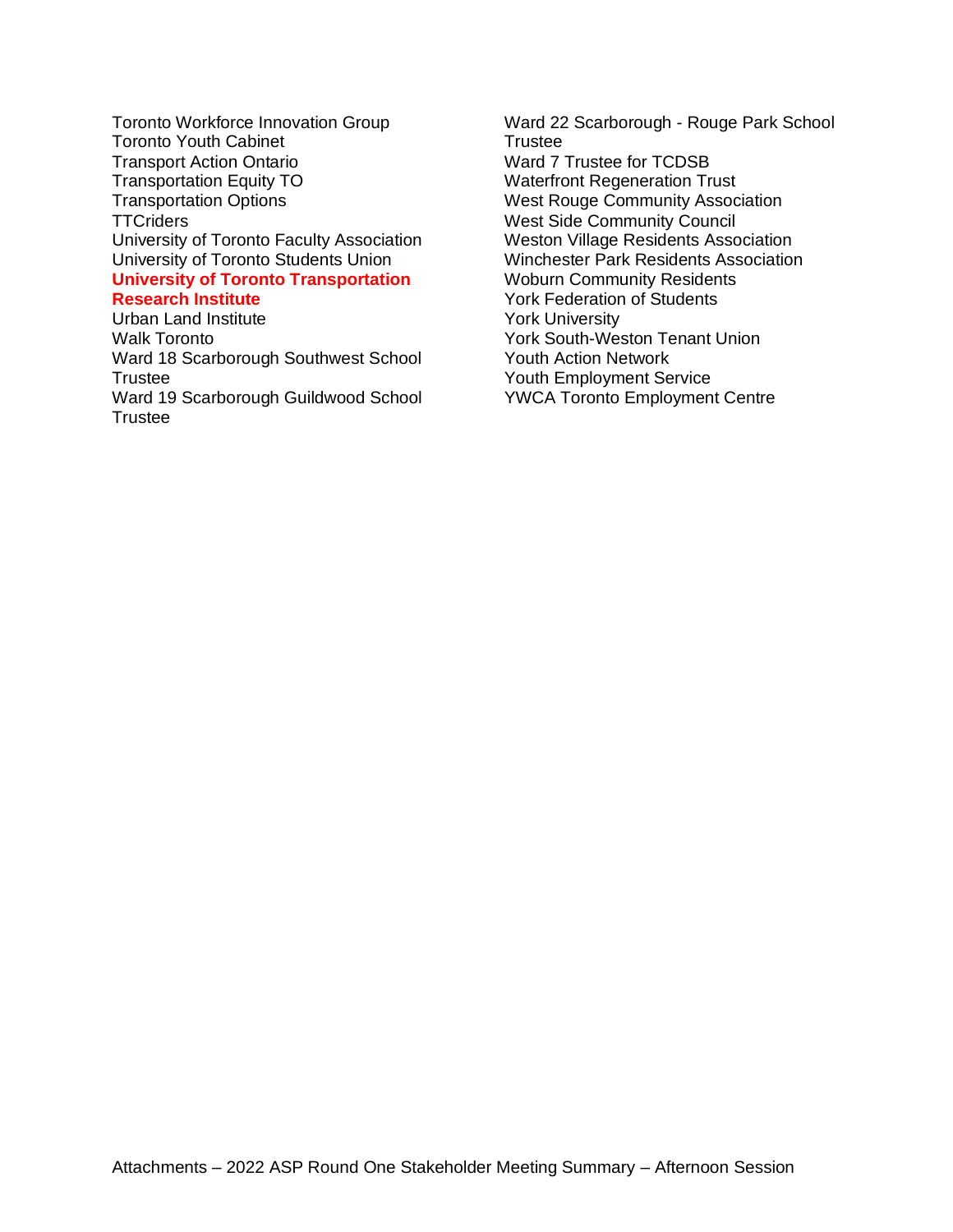Toronto Workforce Innovation Group
Toronto Youth Cabinet
Transport Action Ontario
Transportation Equity TO
Transportation Options
TTCriders
University of Toronto Faculty Association
University of Toronto Students Union
**University of Toronto Transportation Research Institute**
Urban Land Institute
Walk Toronto
Ward 18 Scarborough Southwest School Trustee
Ward 19 Scarborough Guildwood School Trustee
Ward 22 Scarborough - Rouge Park School Trustee
Ward 7 Trustee for TCDSB
Waterfront Regeneration Trust
West Rouge Community Association
West Side Community Council
Weston Village Residents Association
Winchester Park Residents Association
Woburn Community Residents
York Federation of Students
York University
York South-Weston Tenant Union
Youth Action Network
Youth Employment Service
YWCA Toronto Employment Centre